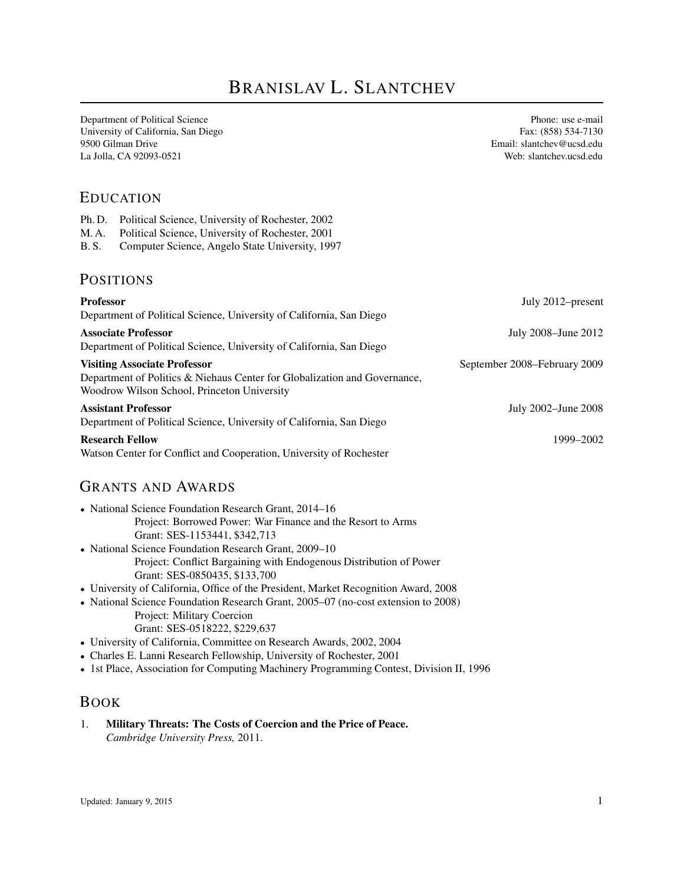# BRANISLAV L. SLANTCHEV

Department of Political Science
University of California, San Diego
9500 Gilman Drive
La Jolla, CA 92093-0521

Phone: use e-mail
Fax: (858) 534-7130
Email: slantchev@ucsd.edu
Web: slantchev.ucsd.edu

## EDUCATION

Ph. D. Political Science, University of Rochester, 2002
M. A. Political Science, University of Rochester, 2001
B. S. Computer Science, Angelo State University, 1997

## POSITIONS

**Professor** — July 2012–present
Department of Political Science, University of California, San Diego

**Associate Professor** — July 2008–June 2012
Department of Political Science, University of California, San Diego

**Visiting Associate Professor** — September 2008–February 2009
Department of Politics & Niehaus Center for Globalization and Governance, Woodrow Wilson School, Princeton University

**Assistant Professor** — July 2002–June 2008
Department of Political Science, University of California, San Diego

**Research Fellow** — 1999–2002
Watson Center for Conflict and Cooperation, University of Rochester

## GRANTS AND AWARDS

- National Science Foundation Research Grant, 2014–16
  Project: Borrowed Power: War Finance and the Resort to Arms
  Grant: SES-1153441, $342,713
- National Science Foundation Research Grant, 2009–10
  Project: Conflict Bargaining with Endogenous Distribution of Power
  Grant: SES-0850435, $133,700
- University of California, Office of the President, Market Recognition Award, 2008
- National Science Foundation Research Grant, 2005–07 (no-cost extension to 2008)
  Project: Military Coercion
  Grant: SES-0518222, $229,637
- University of California, Committee on Research Awards, 2002, 2004
- Charles E. Lanni Research Fellowship, University of Rochester, 2001
- 1st Place, Association for Computing Machinery Programming Contest, Division II, 1996

## BOOK

1. **Military Threats: The Costs of Coercion and the Price of Peace.**
   *Cambridge University Press,* 2011.

Updated: January 9, 2015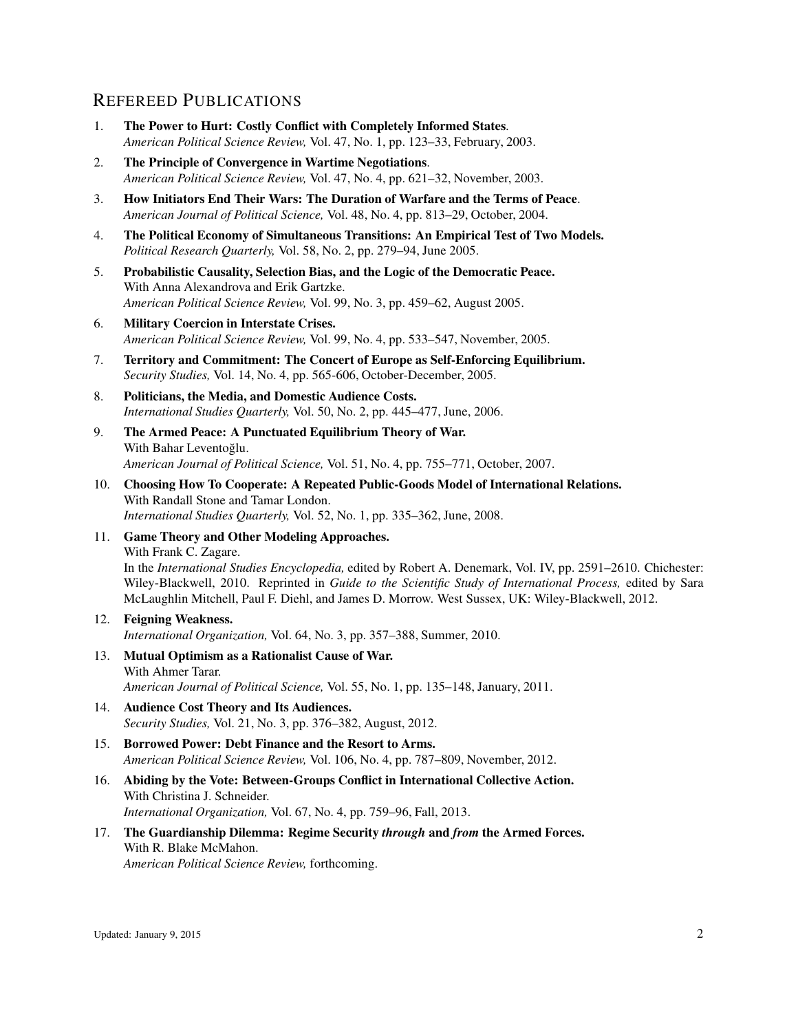## Refereed Publications

1. **The Power to Hurt: Costly Conflict with Completely Informed States**.
   *American Political Science Review,* Vol. 47, No. 1, pp. 123–33, February, 2003.
2. **The Principle of Convergence in Wartime Negotiations**.
   *American Political Science Review,* Vol. 47, No. 4, pp. 621–32, November, 2003.
3. **How Initiators End Their Wars: The Duration of Warfare and the Terms of Peace**.
   *American Journal of Political Science,* Vol. 48, No. 4, pp. 813–29, October, 2004.
4. **The Political Economy of Simultaneous Transitions: An Empirical Test of Two Models.**
   *Political Research Quarterly,* Vol. 58, No. 2, pp. 279–94, June 2005.
5. **Probabilistic Causality, Selection Bias, and the Logic of the Democratic Peace.**
   With Anna Alexandrova and Erik Gartzke.
   *American Political Science Review,* Vol. 99, No. 3, pp. 459–62, August 2005.
6. **Military Coercion in Interstate Crises.**
   *American Political Science Review,* Vol. 99, No. 4, pp. 533–547, November, 2005.
7. **Territory and Commitment: The Concert of Europe as Self-Enforcing Equilibrium.**
   *Security Studies,* Vol. 14, No. 4, pp. 565-606, October-December, 2005.
8. **Politicians, the Media, and Domestic Audience Costs.**
   *International Studies Quarterly,* Vol. 50, No. 2, pp. 445–477, June, 2006.
9. **The Armed Peace: A Punctuated Equilibrium Theory of War.**
   With Bahar Leventoğlu.
   *American Journal of Political Science,* Vol. 51, No. 4, pp. 755–771, October, 2007.
10. **Choosing How To Cooperate: A Repeated Public-Goods Model of International Relations.**
    With Randall Stone and Tamar London.
    *International Studies Quarterly,* Vol. 52, No. 1, pp. 335–362, June, 2008.
11. **Game Theory and Other Modeling Approaches.**
    With Frank C. Zagare.
    In the *International Studies Encyclopedia,* edited by Robert A. Denemark, Vol. IV, pp. 2591–2610. Chichester: Wiley-Blackwell, 2010. Reprinted in *Guide to the Scientific Study of International Process,* edited by Sara McLaughlin Mitchell, Paul F. Diehl, and James D. Morrow. West Sussex, UK: Wiley-Blackwell, 2012.
12. **Feigning Weakness.**
    *International Organization,* Vol. 64, No. 3, pp. 357–388, Summer, 2010.
13. **Mutual Optimism as a Rationalist Cause of War.**
    With Ahmer Tarar.
    *American Journal of Political Science,* Vol. 55, No. 1, pp. 135–148, January, 2011.
14. **Audience Cost Theory and Its Audiences.**
    *Security Studies,* Vol. 21, No. 3, pp. 376–382, August, 2012.
15. **Borrowed Power: Debt Finance and the Resort to Arms.**
    *American Political Science Review,* Vol. 106, No. 4, pp. 787–809, November, 2012.
16. **Abiding by the Vote: Between-Groups Conflict in International Collective Action.**
    With Christina J. Schneider.
    *International Organization,* Vol. 67, No. 4, pp. 759–96, Fall, 2013.
17. **The Guardianship Dilemma: Regime Security *through* and *from* the Armed Forces.**
    With R. Blake McMahon.
    *American Political Science Review,* forthcoming.

Updated: January 9, 2015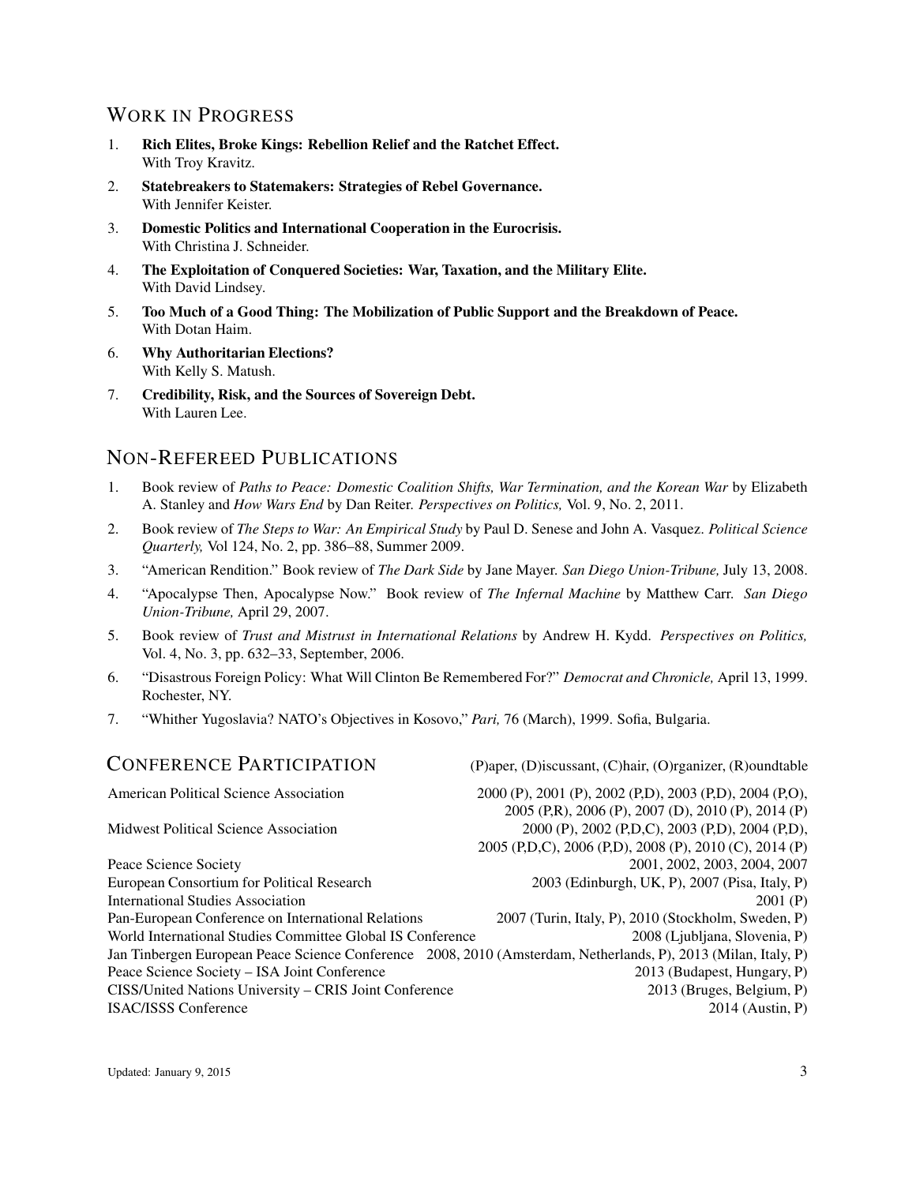## Work in Progress

1. **Rich Elites, Broke Kings: Rebellion Relief and the Ratchet Effect.**
   With Troy Kravitz.
2. **Statebreakers to Statemakers: Strategies of Rebel Governance.**
   With Jennifer Keister.
3. **Domestic Politics and International Cooperation in the Eurocrisis.**
   With Christina J. Schneider.
4. **The Exploitation of Conquered Societies: War, Taxation, and the Military Elite.**
   With David Lindsey.
5. **Too Much of a Good Thing: The Mobilization of Public Support and the Breakdown of Peace.**
   With Dotan Haim.
6. **Why Authoritarian Elections?**
   With Kelly S. Matush.
7. **Credibility, Risk, and the Sources of Sovereign Debt.**
   With Lauren Lee.

## Non-Refereed Publications

1. Book review of *Paths to Peace: Domestic Coalition Shifts, War Termination, and the Korean War* by Elizabeth A. Stanley and *How Wars End* by Dan Reiter. *Perspectives on Politics,* Vol. 9, No. 2, 2011.
2. Book review of *The Steps to War: An Empirical Study* by Paul D. Senese and John A. Vasquez. *Political Science Quarterly,* Vol 124, No. 2, pp. 386–88, Summer 2009.
3. "American Rendition." Book review of *The Dark Side* by Jane Mayer. *San Diego Union-Tribune,* July 13, 2008.
4. "Apocalypse Then, Apocalypse Now." Book review of *The Infernal Machine* by Matthew Carr. *San Diego Union-Tribune,* April 29, 2007.
5. Book review of *Trust and Mistrust in International Relations* by Andrew H. Kydd. *Perspectives on Politics,* Vol. 4, No. 3, pp. 632–33, September, 2006.
6. "Disastrous Foreign Policy: What Will Clinton Be Remembered For?" *Democrat and Chronicle,* April 13, 1999. Rochester, NY.
7. "Whither Yugoslavia? NATO's Objectives in Kosovo," *Pari,* 76 (March), 1999. Sofia, Bulgaria.

## Conference Participation

(P)aper, (D)iscussant, (C)hair, (O)rganizer, (R)oundtable

| | |
|---|---|
| American Political Science Association | 2000 (P), 2001 (P), 2002 (P,D), 2003 (P,D), 2004 (P,O), 2005 (P,R), 2006 (P), 2007 (D), 2010 (P), 2014 (P) |
| Midwest Political Science Association | 2000 (P), 2002 (P,D,C), 2003 (P,D), 2004 (P,D), 2005 (P,D,C), 2006 (P,D), 2008 (P), 2010 (C), 2014 (P) |
| Peace Science Society | 2001, 2002, 2003, 2004, 2007 |
| European Consortium for Political Research | 2003 (Edinburgh, UK, P), 2007 (Pisa, Italy, P) |
| International Studies Association | 2001 (P) |
| Pan-European Conference on International Relations | 2007 (Turin, Italy, P), 2010 (Stockholm, Sweden, P) |
| World International Studies Committee Global IS Conference | 2008 (Ljubljana, Slovenia, P) |
| Jan Tinbergen European Peace Science Conference | 2008, 2010 (Amsterdam, Netherlands, P), 2013 (Milan, Italy, P) |
| Peace Science Society – ISA Joint Conference | 2013 (Budapest, Hungary, P) |
| CISS/United Nations University – CRIS Joint Conference | 2013 (Bruges, Belgium, P) |
| ISAC/ISSS Conference | 2014 (Austin, P) |

Updated: January 9, 2015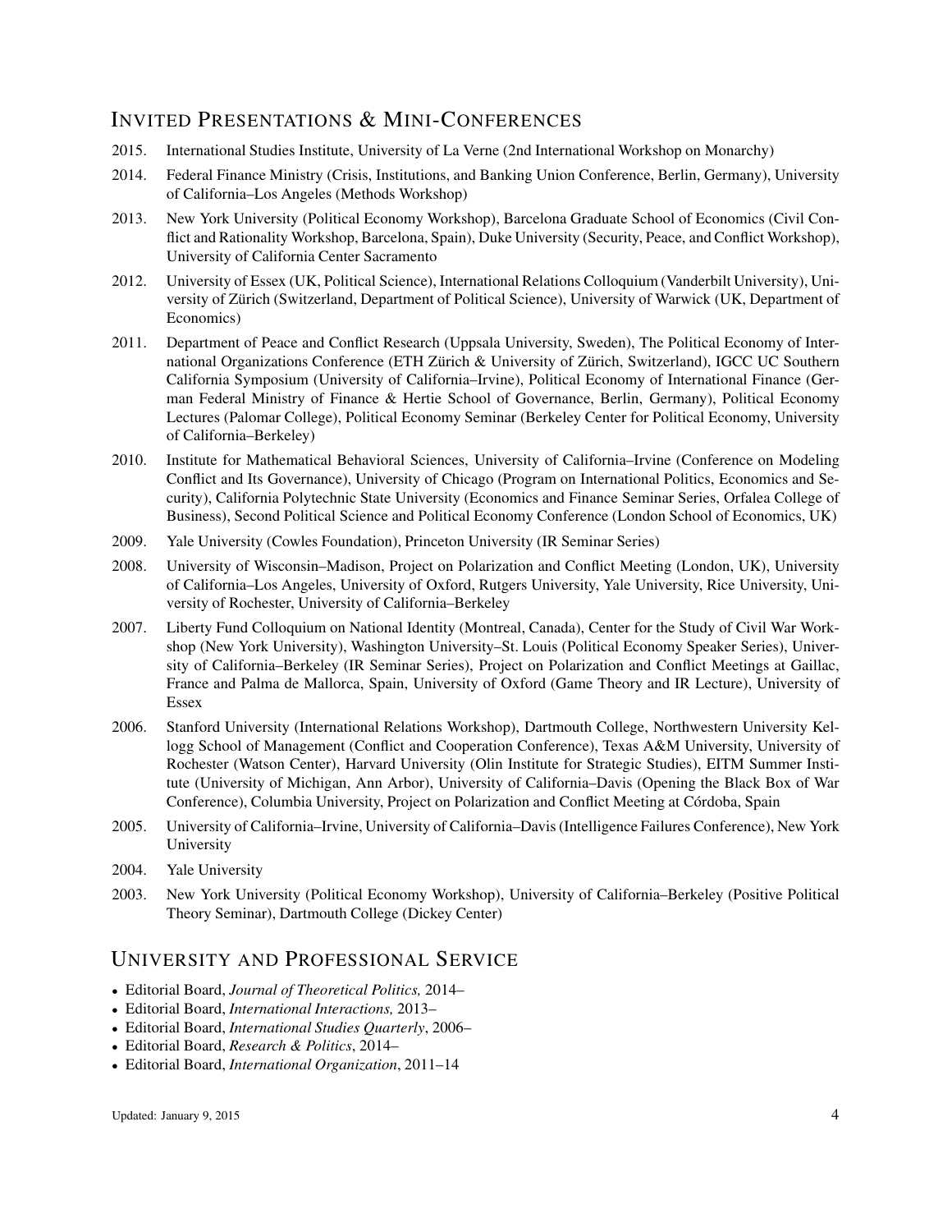## Invited Presentations & Mini-Conferences

2015. International Studies Institute, University of La Verne (2nd International Workshop on Monarchy)

2014. Federal Finance Ministry (Crisis, Institutions, and Banking Union Conference, Berlin, Germany), University of California–Los Angeles (Methods Workshop)

2013. New York University (Political Economy Workshop), Barcelona Graduate School of Economics (Civil Conflict and Rationality Workshop, Barcelona, Spain), Duke University (Security, Peace, and Conflict Workshop), University of California Center Sacramento

2012. University of Essex (UK, Political Science), International Relations Colloquium (Vanderbilt University), University of Zürich (Switzerland, Department of Political Science), University of Warwick (UK, Department of Economics)

2011. Department of Peace and Conflict Research (Uppsala University, Sweden), The Political Economy of International Organizations Conference (ETH Zürich & University of Zürich, Switzerland), IGCC UC Southern California Symposium (University of California–Irvine), Political Economy of International Finance (German Federal Ministry of Finance & Hertie School of Governance, Berlin, Germany), Political Economy Lectures (Palomar College), Political Economy Seminar (Berkeley Center for Political Economy, University of California–Berkeley)

2010. Institute for Mathematical Behavioral Sciences, University of California–Irvine (Conference on Modeling Conflict and Its Governance), University of Chicago (Program on International Politics, Economics and Security), California Polytechnic State University (Economics and Finance Seminar Series, Orfalea College of Business), Second Political Science and Political Economy Conference (London School of Economics, UK)

2009. Yale University (Cowles Foundation), Princeton University (IR Seminar Series)

2008. University of Wisconsin–Madison, Project on Polarization and Conflict Meeting (London, UK), University of California–Los Angeles, University of Oxford, Rutgers University, Yale University, Rice University, University of Rochester, University of California–Berkeley

2007. Liberty Fund Colloquium on National Identity (Montreal, Canada), Center for the Study of Civil War Workshop (New York University), Washington University–St. Louis (Political Economy Speaker Series), University of California–Berkeley (IR Seminar Series), Project on Polarization and Conflict Meetings at Gaillac, France and Palma de Mallorca, Spain, University of Oxford (Game Theory and IR Lecture), University of Essex

2006. Stanford University (International Relations Workshop), Dartmouth College, Northwestern University Kellogg School of Management (Conflict and Cooperation Conference), Texas A&M University, University of Rochester (Watson Center), Harvard University (Olin Institute for Strategic Studies), EITM Summer Institute (University of Michigan, Ann Arbor), University of California–Davis (Opening the Black Box of War Conference), Columbia University, Project on Polarization and Conflict Meeting at Córdoba, Spain

2005. University of California–Irvine, University of California–Davis (Intelligence Failures Conference), New York University

2004. Yale University

2003. New York University (Political Economy Workshop), University of California–Berkeley (Positive Political Theory Seminar), Dartmouth College (Dickey Center)

## University and Professional Service

- Editorial Board, *Journal of Theoretical Politics,* 2014–
- Editorial Board, *International Interactions,* 2013–
- Editorial Board, *International Studies Quarterly*, 2006–
- Editorial Board, *Research & Politics*, 2014–
- Editorial Board, *International Organization*, 2011–14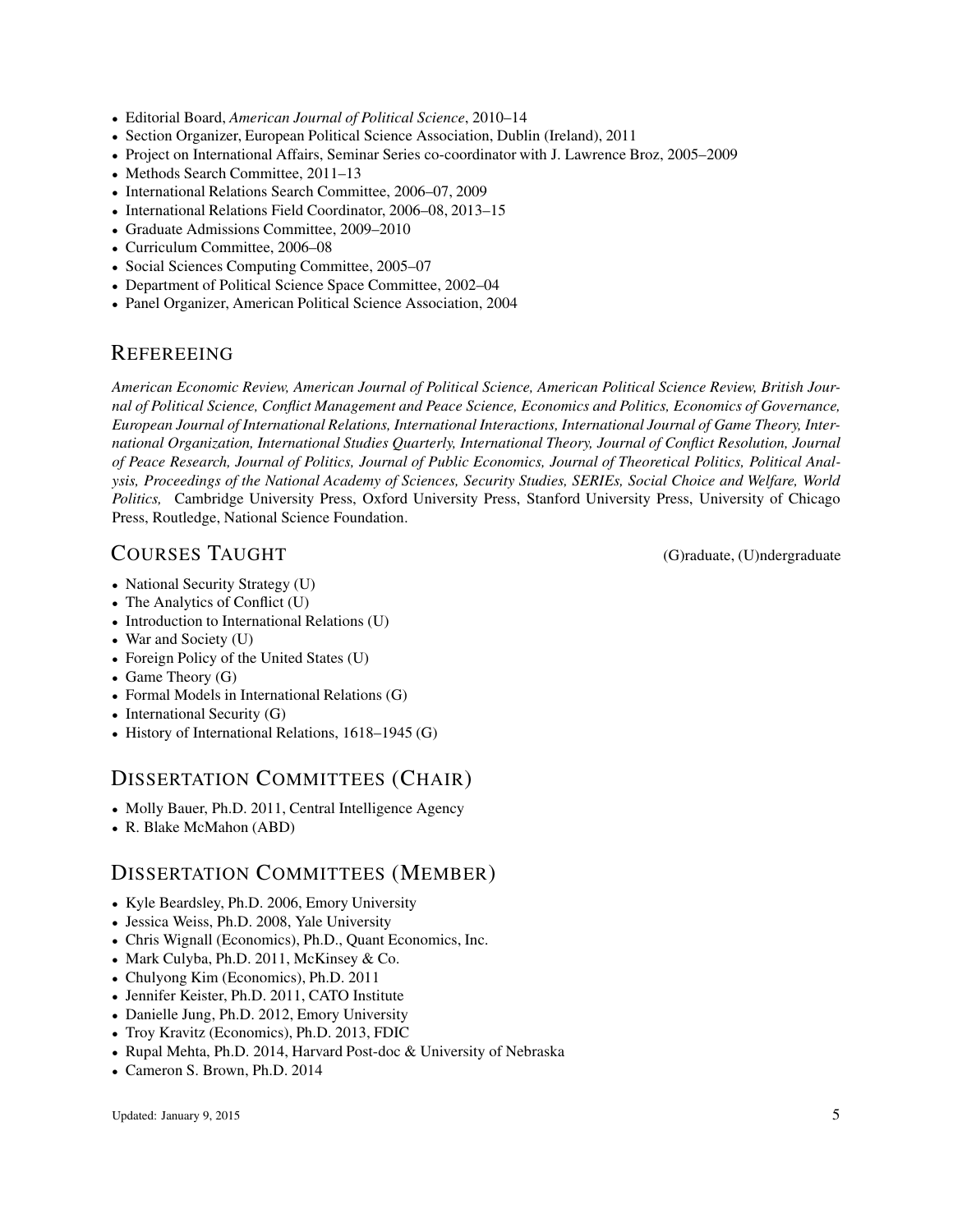- Editorial Board, *American Journal of Political Science*, 2010–14
- Section Organizer, European Political Science Association, Dublin (Ireland), 2011
- Project on International Affairs, Seminar Series co-coordinator with J. Lawrence Broz, 2005–2009
- Methods Search Committee, 2011–13
- International Relations Search Committee, 2006–07, 2009
- International Relations Field Coordinator, 2006–08, 2013–15
- Graduate Admissions Committee, 2009–2010
- Curriculum Committee, 2006–08
- Social Sciences Computing Committee, 2005–07
- Department of Political Science Space Committee, 2002–04
- Panel Organizer, American Political Science Association, 2004

## REFEREEING

*American Economic Review, American Journal of Political Science, American Political Science Review, British Journal of Political Science, Conflict Management and Peace Science, Economics and Politics, Economics of Governance, European Journal of International Relations, International Interactions, International Journal of Game Theory, International Organization, International Studies Quarterly, International Theory, Journal of Conflict Resolution, Journal of Peace Research, Journal of Politics, Journal of Public Economics, Journal of Theoretical Politics, Political Analysis, Proceedings of the National Academy of Sciences, Security Studies, SERIEs, Social Choice and Welfare, World Politics,* Cambridge University Press, Oxford University Press, Stanford University Press, University of Chicago Press, Routledge, National Science Foundation.

## COURSES TAUGHT

(G)raduate, (U)ndergraduate

- National Security Strategy (U)
- The Analytics of Conflict (U)
- Introduction to International Relations (U)
- War and Society (U)
- Foreign Policy of the United States (U)
- Game Theory (G)
- Formal Models in International Relations (G)
- International Security (G)
- History of International Relations, 1618–1945 (G)

## DISSERTATION COMMITTEES (CHAIR)

- Molly Bauer, Ph.D. 2011, Central Intelligence Agency
- R. Blake McMahon (ABD)

## DISSERTATION COMMITTEES (MEMBER)

- Kyle Beardsley, Ph.D. 2006, Emory University
- Jessica Weiss, Ph.D. 2008, Yale University
- Chris Wignall (Economics), Ph.D., Quant Economics, Inc.
- Mark Culyba, Ph.D. 2011, McKinsey & Co.
- Chulyong Kim (Economics), Ph.D. 2011
- Jennifer Keister, Ph.D. 2011, CATO Institute
- Danielle Jung, Ph.D. 2012, Emory University
- Troy Kravitz (Economics), Ph.D. 2013, FDIC
- Rupal Mehta, Ph.D. 2014, Harvard Post-doc & University of Nebraska
- Cameron S. Brown, Ph.D. 2014

Updated: January 9, 2015